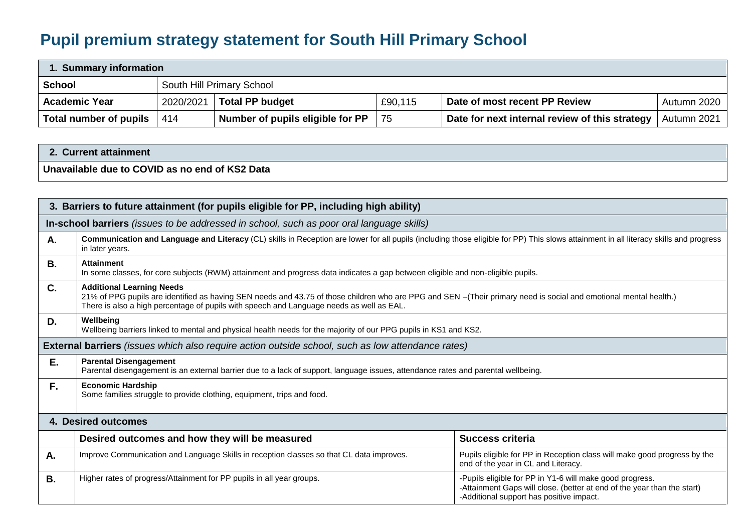# Pupil premium strategy statement for South Hill Primary School

| 1. Summary information | | | | | |
|---|---|---|---|---|---|
| **School** | South Hill Primary School | | | | |
| **Academic Year** | 2020/2021 | **Total PP budget** | £90,115 | **Date of most recent PP Review** | Autumn 2020 |
| **Total number of pupils** | 414 | **Number of pupils eligible for PP** | 75 | **Date for next internal review of this strategy** | Autumn 2021 |

| 2. Current attainment |
|---|
| **Unavailable due to COVID as no end of KS2 Data** |

| 3. Barriers to future attainment (for pupils eligible for PP, including high ability) | |
|---|---|
| **In-school barriers** *(issues to be addressed in school, such as poor oral language skills)* | |
| **A.** | **Communication and Language and Literacy** (CL) skills in Reception are lower for all pupils (including those eligible for PP) This slows attainment in all literacy skills and progress in later years. |
| **B.** | **Attainment**<br>In some classes, for core subjects (RWM) attainment and progress data indicates a gap between eligible and non-eligible pupils. |
| **C.** | **Additional Learning Needs**<br>21% of PPG pupils are identified as having SEN needs and 43.75 of those children who are PPG and SEN –(Their primary need is social and emotional mental health.)<br>There is also a high percentage of pupils with speech and Language needs as well as EAL. |
| **D.** | **Wellbeing**<br>Wellbeing barriers linked to mental and physical health needs for the majority of our PPG pupils in KS1 and KS2. |
| **External barriers** *(issues which also require action outside school, such as low attendance rates)* | |
| **E.** | **Parental Disengagement**<br>Parental disengagement is an external barrier due to a lack of support, language issues, attendance rates and parental wellbeing. |
| **F.** | **Economic Hardship**<br>Some families struggle to provide clothing, equipment, trips and food. |

| 4. Desired outcomes | | |
|---|---|---|
| | **Desired outcomes and how they will be measured** | **Success criteria** |
| **A.** | Improve Communication and Language Skills in reception classes so that CL data improves. | Pupils eligible for PP in Reception class will make good progress by the end of the year in CL and Literacy. |
| **B.** | Higher rates of progress/Attainment for PP pupils in all year groups. | -Pupils eligible for PP in Y1-6 will make good progress.<br>-Attainment Gaps will close. (better at end of the year than the start)<br>-Additional support has positive impact. |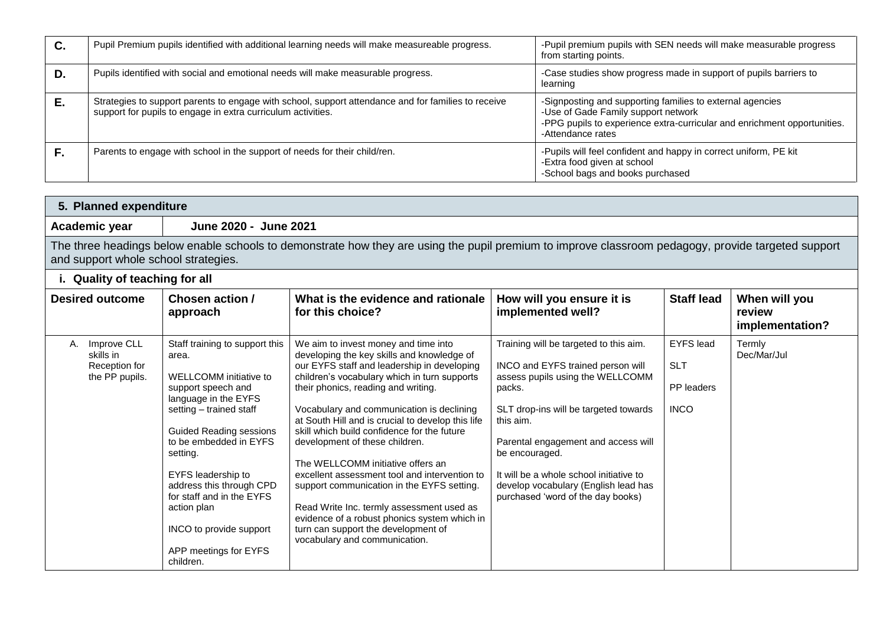| | | |
|---|---|---|
| **C.** | Pupil Premium pupils identified with additional learning needs will make measureable progress. | -Pupil premium pupils with SEN needs will make measurable progress from starting points. |
| **D.** | Pupils identified with social and emotional needs will make measurable progress. | -Case studies show progress made in support of pupils barriers to learning |
| **E.** | Strategies to support parents to engage with school, support attendance and for families to receive support for pupils to engage in extra curriculum activities. | -Signposting and supporting families to external agencies<br>-Use of Gade Family support network<br>-PPG pupils to experience extra-curricular and enrichment opportunities.<br>-Attendance rates |
| **F.** | Parents to engage with school in the support of needs for their child/ren. | -Pupils will feel confident and happy in correct uniform, PE kit<br>-Extra food given at school<br>-School bags and books purchased |

## 5. Planned expenditure

**Academic year** | **June 2020 - June 2021**

The three headings below enable schools to demonstrate how they are using the pupil premium to improve classroom pedagogy, provide targeted support and support whole school strategies.

### i. Quality of teaching for all

| Desired outcome | Chosen action / approach | What is the evidence and rationale for this choice? | How will you ensure it is implemented well? | Staff lead | When will you review implementation? |
|---|---|---|---|---|---|
| A. Improve CLL skills in Reception for the PP pupils. | Staff training to support this area.<br><br>WELLCOMM initiative to support speech and language in the EYFS setting – trained staff<br><br>Guided Reading sessions to be embedded in EYFS setting.<br><br>EYFS leadership to address this through CPD for staff and in the EYFS action plan<br><br>INCO to provide support<br><br>APP meetings for EYFS children. | We aim to invest money and time into developing the key skills and knowledge of our EYFS staff and leadership in developing children's vocabulary which in turn supports their phonics, reading and writing.<br><br>Vocabulary and communication is declining at South Hill and is crucial to develop this life skill which build confidence for the future development of these children.<br><br>The WELLCOMM initiative offers an excellent assessment tool and intervention to support communication in the EYFS setting.<br><br>Read Write Inc. termly assessment used as evidence of a robust phonics system which in turn can support the development of vocabulary and communication. | Training will be targeted to this aim.<br><br>INCO and EYFS trained person will assess pupils using the WELLCOMM packs.<br><br>SLT drop-ins will be targeted towards this aim.<br><br>Parental engagement and access will be encouraged.<br><br>It will be a whole school initiative to develop vocabulary (English lead has purchased 'word of the day books) | EYFS lead<br><br>SLT<br><br>PP leaders<br><br>INCO | Termly<br>Dec/Mar/Jul |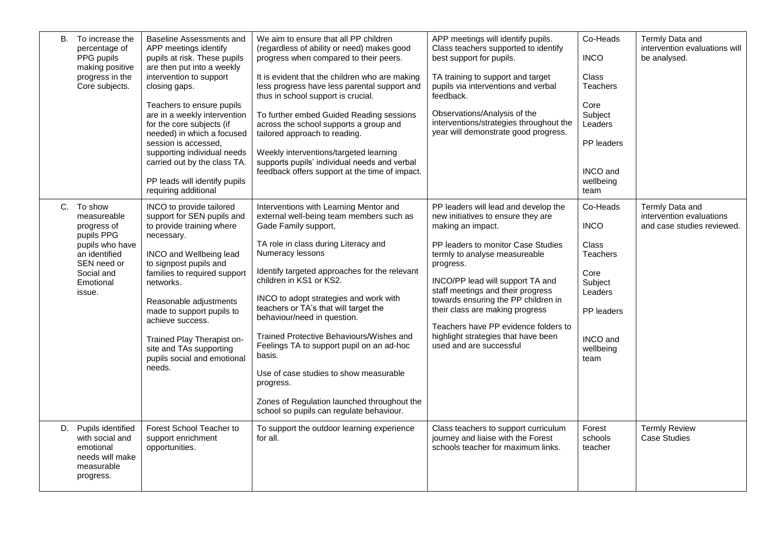| | | | | | |
|---|---|---|---|---|---|
| B. To increase the percentage of PPG pupils making positive progress in the Core subjects. | Baseline Assessments and APP meetings identify pupils at risk. These pupils are then put into a weekly intervention to support closing gaps.<br><br>Teachers to ensure pupils are in a weekly intervention for the core subjects (if needed) in which a focused session is accessed, supporting individual needs carried out by the class TA.<br><br>PP leads will identify pupils requiring additional | We aim to ensure that all PP children (regardless of ability or need) makes good progress when compared to their peers.<br><br>It is evident that the children who are making less progress have less parental support and thus in school support is crucial.<br><br>To further embed Guided Reading sessions across the school supports a group and tailored approach to reading.<br><br>Weekly interventions/targeted learning supports pupils' individual needs and verbal feedback offers support at the time of impact. | APP meetings will identify pupils. Class teachers supported to identify best support for pupils.<br><br>TA training to support and target pupils via interventions and verbal feedback.<br><br>Observations/Analysis of the interventions/strategies throughout the year will demonstrate good progress. | Co-Heads<br><br>INCO<br><br>Class Teachers<br><br>Core Subject Leaders<br><br>PP leaders<br><br>INCO and wellbeing team | Termly Data and intervention evaluations will be analysed. |
| C. To show measureable progress of pupils PPG pupils who have an identified SEN need or Social and Emotional issue. | INCO to provide tailored support for SEN pupils and to provide training where necessary.<br><br>INCO and Wellbeing lead to signpost pupils and families to required support networks.<br><br>Reasonable adjustments made to support pupils to achieve success.<br><br>Trained Play Therapist on-site and TAs supporting pupils social and emotional needs. | Interventions with Learning Mentor and external well-being team members such as Gade Family support,<br><br>TA role in class during Literacy and Numeracy lessons<br><br>Identify targeted approaches for the relevant children in KS1 or KS2.<br><br>INCO to adopt strategies and work with teachers or TA's that will target the behaviour/need in question.<br><br>Trained Protective Behaviours/Wishes and Feelings TA to support pupil on an ad-hoc basis.<br><br>Use of case studies to show measurable progress.<br><br>Zones of Regulation launched throughout the school so pupils can regulate behaviour. | PP leaders will lead and develop the new initiatives to ensure they are making an impact.<br><br>PP leaders to monitor Case Studies termly to analyse measureable progress.<br><br>INCO/PP lead will support TA and staff meetings and their progress towards ensuring the PP children in their class are making progress<br><br>Teachers have PP evidence folders to highlight strategies that have been used and are successful | Co-Heads<br><br>INCO<br><br>Class Teachers<br><br>Core Subject Leaders<br><br>PP leaders<br><br>INCO and wellbeing team | Termly Data and intervention evaluations and case studies reviewed. |
| D. Pupils identified with social and emotional needs will make measurable progress. | Forest School Teacher to support enrichment opportunities. | To support the outdoor learning experience for all. | Class teachers to support curriculum journey and liaise with the Forest schools teacher for maximum links. | Forest schools teacher | Termly Review Case Studies |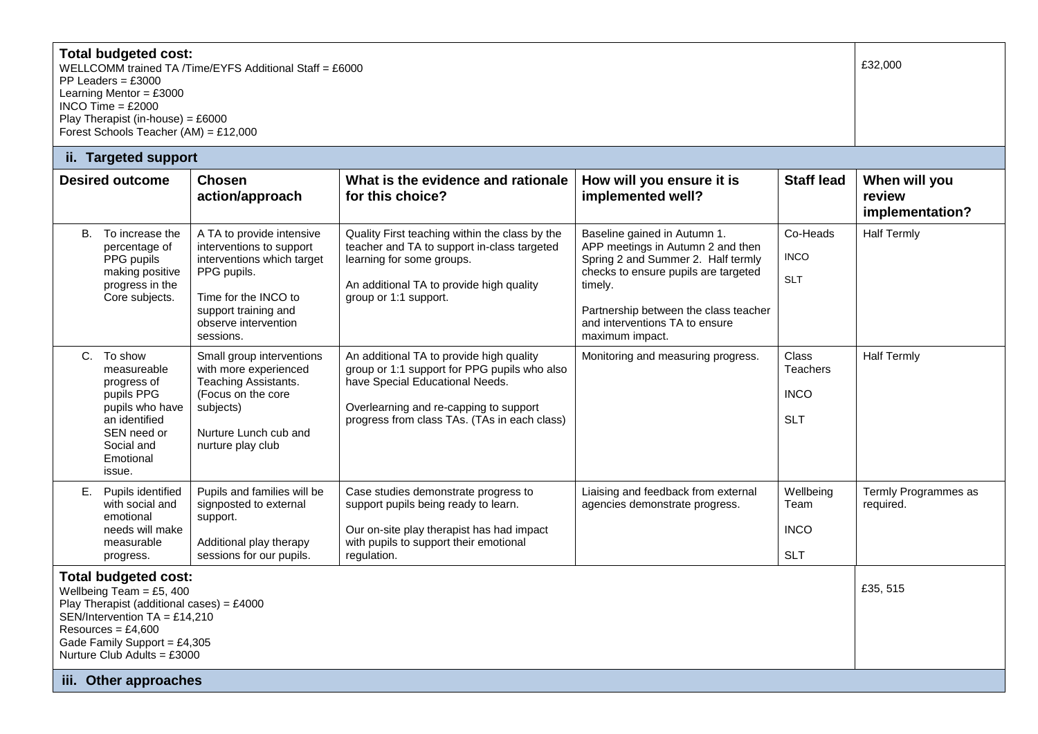| **Total budgeted cost:**<br>WELLCOMM trained TA /Time/EYFS Additional Staff = £6000<br>PP Leaders = £3000<br>Learning Mentor = £3000<br>INCO Time = £2000<br>Play Therapist (in-house) = £6000<br>Forest Schools Teacher (AM) = £12,000 | £32,000 |
|---|---|

**ii. Targeted support**

| Desired outcome | Chosen action/approach | What is the evidence and rationale for this choice? | How will you ensure it is implemented well? | Staff lead | When will you review implementation? |
|---|---|---|---|---|---|
| B. To increase the percentage of PPG pupils making positive progress in the Core subjects. | A TA to provide intensive interventions to support interventions which target PPG pupils.<br><br>Time for the INCO to support training and observe intervention sessions. | Quality First teaching within the class by the teacher and TA to support in-class targeted learning for some groups.<br><br>An additional TA to provide high quality group or 1:1 support. | Baseline gained in Autumn 1.<br>APP meetings in Autumn 2 and then Spring 2 and Summer 2. Half termly checks to ensure pupils are targeted timely.<br><br>Partnership between the class teacher and interventions TA to ensure maximum impact. | Co-Heads<br><br>INCO<br><br>SLT | Half Termly |
| C. To show measureable progress of pupils PPG pupils who have an identified SEN need or Social and Emotional issue. | Small group interventions with more experienced Teaching Assistants. (Focus on the core subjects)<br><br>Nurture Lunch cub and nurture play club | An additional TA to provide high quality group or 1:1 support for PPG pupils who also have Special Educational Needs.<br><br>Overlearning and re-capping to support progress from class TAs. (TAs in each class) | Monitoring and measuring progress. | Class Teachers<br><br>INCO<br><br>SLT | Half Termly |
| E. Pupils identified with social and emotional needs will make measurable progress. | Pupils and families will be signposted to external support.<br><br>Additional play therapy sessions for our pupils. | Case studies demonstrate progress to support pupils being ready to learn.<br><br>Our on-site play therapist has had impact with pupils to support their emotional regulation. | Liaising and feedback from external agencies demonstrate progress. | Wellbeing Team<br><br>INCO<br><br>SLT | Termly Programmes as required. |

| **Total budgeted cost:**<br>Wellbeing Team = £5, 400<br>Play Therapist (additional cases) = £4000<br>SEN/Intervention TA = £14,210<br>Resources = £4,600<br>Gade Family Support = £4,305<br>Nurture Club Adults = £3000 | £35, 515 |
|---|---|

**iii. Other approaches**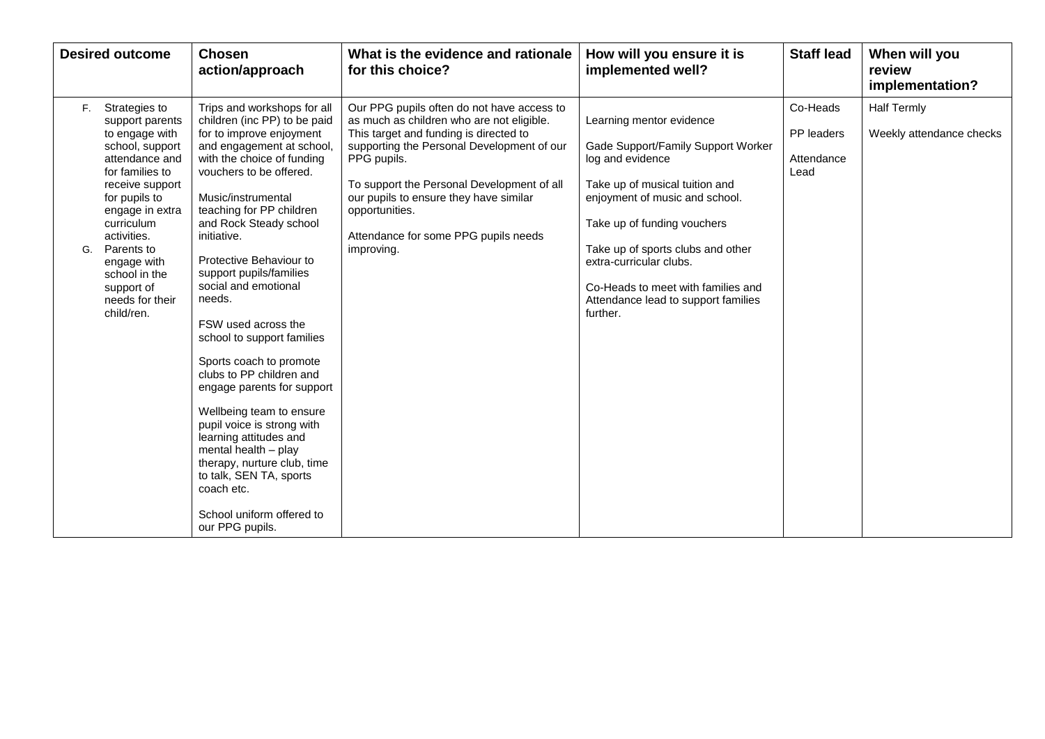| Desired outcome | Chosen action/approach | What is the evidence and rationale for this choice? | How will you ensure it is implemented well? | Staff lead | When will you review implementation? |
|---|---|---|---|---|---|
| F. Strategies to support parents to engage with school, support attendance and for families to receive support for pupils to engage in extra curriculum activities.<br>G. Parents to engage with school in the support of needs for their child/ren. | Trips and workshops for all children (inc PP) to be paid for to improve enjoyment and engagement at school, with the choice of funding vouchers to be offered.<br><br>Music/instrumental teaching for PP children and Rock Steady school initiative.<br><br>Protective Behaviour to support pupils/families social and emotional needs.<br><br>FSW used across the school to support families<br><br>Sports coach to promote clubs to PP children and engage parents for support<br><br>Wellbeing team to ensure pupil voice is strong with learning attitudes and mental health – play therapy, nurture club, time to talk, SEN TA, sports coach etc.<br><br>School uniform offered to our PPG pupils. | Our PPG pupils often do not have access to as much as children who are not eligible. This target and funding is directed to supporting the Personal Development of our PPG pupils.<br><br>To support the Personal Development of all our pupils to ensure they have similar opportunities.<br><br>Attendance for some PPG pupils needs improving. | Learning mentor evidence<br><br>Gade Support/Family Support Worker log and evidence<br><br>Take up of musical tuition and enjoyment of music and school.<br><br>Take up of funding vouchers<br><br>Take up of sports clubs and other extra-curricular clubs.<br><br>Co-Heads to meet with families and Attendance lead to support families further. | Co-Heads<br><br>PP leaders<br><br>Attendance Lead | Half Termly<br><br>Weekly attendance checks |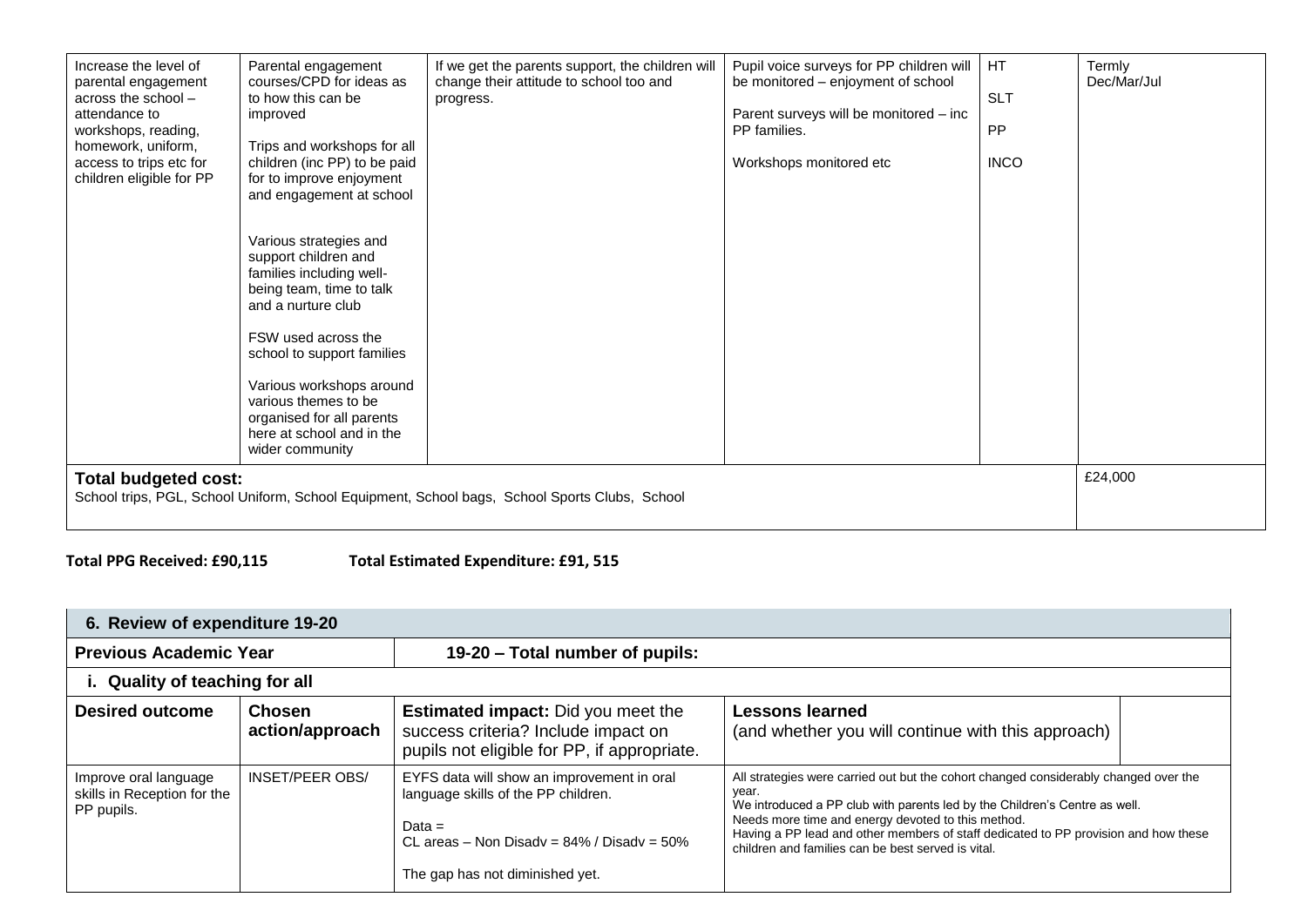| | | | | | |
|---|---|---|---|---|---|
| Increase the level of parental engagement across the school – attendance to workshops, reading, homework, uniform, access to trips etc for children eligible for PP | Parental engagement courses/CPD for ideas as to how this can be improved<br><br>Trips and workshops for all children (inc PP) to be paid for to improve enjoyment and engagement at school<br><br>Various strategies and support children and families including well-being team, time to talk and a nurture club<br><br>FSW used across the school to support families<br><br>Various workshops around various themes to be organised for all parents here at school and in the wider community | If we get the parents support, the children will change their attitude to school too and progress. | Pupil voice surveys for PP children will be monitored – enjoyment of school<br><br>Parent surveys will be monitored – inc PP families.<br><br>Workshops monitored etc | HT<br><br>SLT<br><br>PP<br><br>INCO | Termly Dec/Mar/Jul |
| **Total budgeted cost:**<br>School trips, PGL, School Uniform, School Equipment, School bags, School Sports Clubs, School | | | | | £24,000 |

**Total PPG Received: £90,115** **Total Estimated Expenditure: £91, 515**

| **6. Review of expenditure 19-20** | | | | |
|---|---|---|---|---|
| **Previous Academic Year** | **19-20 – Total number of pupils:** | | | |
| **i. Quality of teaching for all** | | | | |
| **Desired outcome** | **Chosen action/approach** | **Estimated impact:** Did you meet the success criteria? Include impact on pupils not eligible for PP, if appropriate. | **Lessons learned** (and whether you will continue with this approach) | |
| Improve oral language skills in Reception for the PP pupils. | INSET/PEER OBS/ | EYFS data will show an improvement in oral language skills of the PP children.<br><br>Data =<br>CL areas – Non Disadv = 84% / Disadv = 50%<br><br>The gap has not diminished yet. | All strategies were carried out but the cohort changed considerably changed over the year.<br>We introduced a PP club with parents led by the Children's Centre as well.<br>Needs more time and energy devoted to this method.<br>Having a PP lead and other members of staff dedicated to PP provision and how these children and families can be best served is vital. | |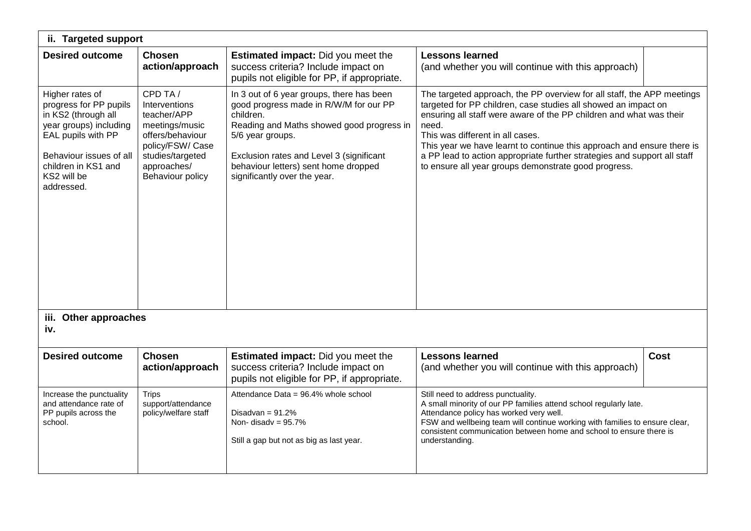| ii. Targeted support | | | | |
|---|---|---|---|---|
| **Desired outcome** | **Chosen action/approach** | **Estimated impact:** Did you meet the success criteria? Include impact on pupils not eligible for PP, if appropriate. | **Lessons learned** (and whether you will continue with this approach) | |
| Higher rates of progress for PP pupils in KS2 (through all year groups) including EAL pupils with PP<br><br>Behaviour issues of all children in KS1 and KS2 will be addressed. | CPD TA / Interventions teacher/APP meetings/music offers/behaviour policy/FSW/ Case studies/targeted approaches/ Behaviour policy | In 3 out of 6 year groups, there has been good progress made in R/W/M for our PP children.<br>Reading and Maths showed good progress in 5/6 year groups.<br><br>Exclusion rates and Level 3 (significant behaviour letters) sent home dropped significantly over the year. | The targeted approach, the PP overview for all staff, the APP meetings targeted for PP children, case studies all showed an impact on ensuring all staff were aware of the PP children and what was their need.<br>This was different in all cases.<br>This year we have learnt to continue this approach and ensure there is a PP lead to action appropriate further strategies and support all staff to ensure all year groups demonstrate good progress. | |

| iii. Other approaches<br>iv. | | | | |
|---|---|---|---|---|
| **Desired outcome** | **Chosen action/approach** | **Estimated impact:** Did you meet the success criteria? Include impact on pupils not eligible for PP, if appropriate. | **Lessons learned** (and whether you will continue with this approach) | **Cost** |
| Increase the punctuality and attendance rate of PP pupils across the school. | Trips support/attendance policy/welfare staff | Attendance Data = 96.4% whole school<br><br>Disadvan = 91.2%<br>Non- disadv = 95.7%<br><br>Still a gap but not as big as last year. | Still need to address punctuality.<br>A small minority of our PP families attend school regularly late.<br>Attendance policy has worked very well.<br>FSW and wellbeing team will continue working with families to ensure clear, consistent communication between home and school to ensure there is understanding. | |